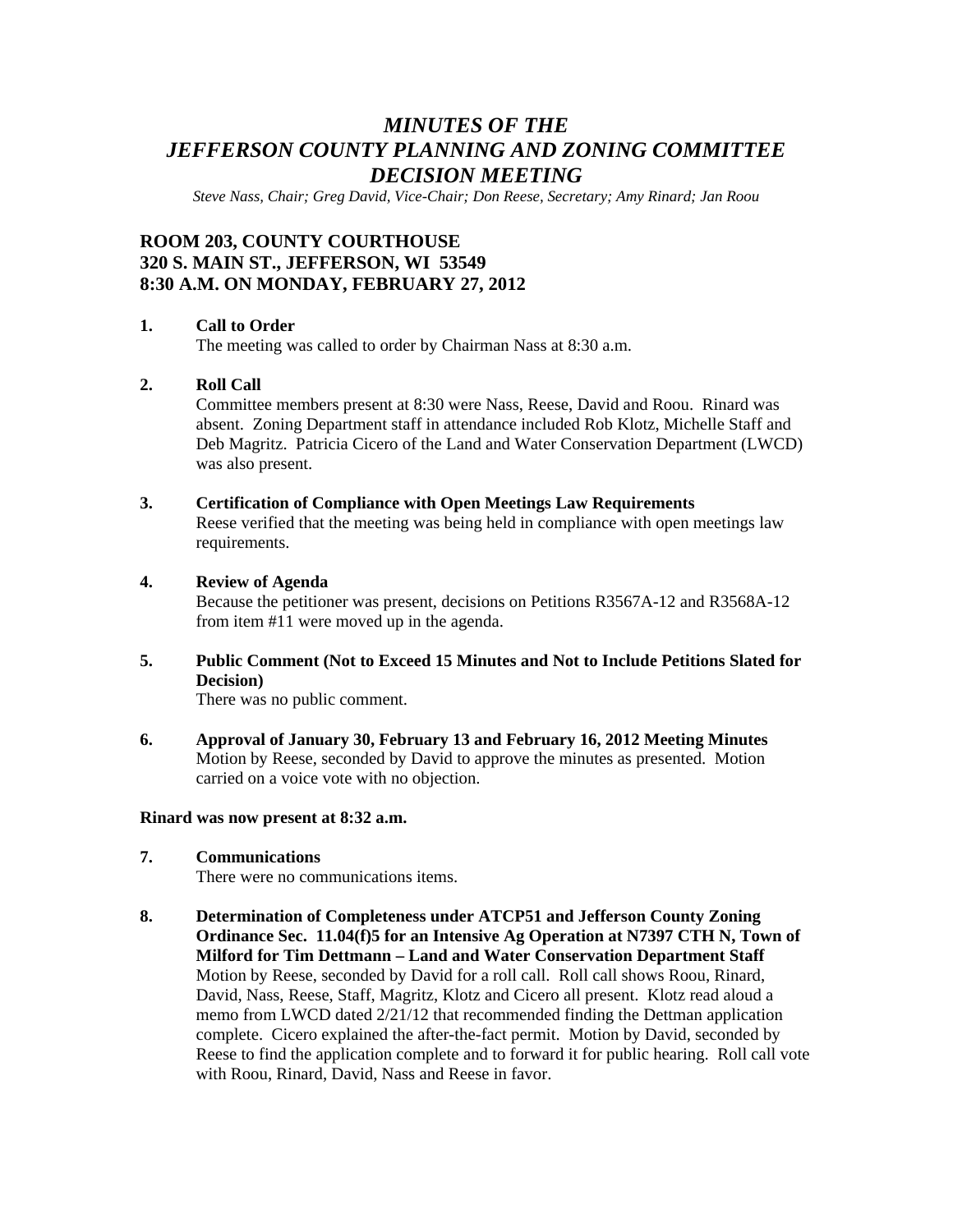# *MINUTES OF THE JEFFERSON COUNTY PLANNING AND ZONING COMMITTEE DECISION MEETING*

*Steve Nass, Chair; Greg David, Vice-Chair; Don Reese, Secretary; Amy Rinard; Jan Roou*

## ROOM 203, COUNTY COURTHOUSE
## 320 S. MAIN ST., JEFFERSON, WI 53549
## 8:30 A.M. ON MONDAY, FEBRUARY 27, 2012

**1. Call to Order**

The meeting was called to order by Chairman Nass at 8:30 a.m.

**2. Roll Call**

Committee members present at 8:30 were Nass, Reese, David and Roou. Rinard was absent. Zoning Department staff in attendance included Rob Klotz, Michelle Staff and Deb Magritz. Patricia Cicero of the Land and Water Conservation Department (LWCD) was also present.

**3. Certification of Compliance with Open Meetings Law Requirements**

Reese verified that the meeting was being held in compliance with open meetings law requirements.

**4. Review of Agenda**

Because the petitioner was present, decisions on Petitions R3567A-12 and R3568A-12 from item #11 were moved up in the agenda.

**5. Public Comment (Not to Exceed 15 Minutes and Not to Include Petitions Slated for Decision)**

There was no public comment.

**6. Approval of January 30, February 13 and February 16, 2012 Meeting Minutes**

Motion by Reese, seconded by David to approve the minutes as presented. Motion carried on a voice vote with no objection.

**Rinard was now present at 8:32 a.m.**

**7. Communications**

There were no communications items.

**8. Determination of Completeness under ATCP51 and Jefferson County Zoning Ordinance Sec. 11.04(f)5 for an Intensive Ag Operation at N7397 CTH N, Town of Milford for Tim Dettmann – Land and Water Conservation Department Staff**

Motion by Reese, seconded by David for a roll call. Roll call shows Roou, Rinard, David, Nass, Reese, Staff, Magritz, Klotz and Cicero all present. Klotz read aloud a memo from LWCD dated 2/21/12 that recommended finding the Dettman application complete. Cicero explained the after-the-fact permit. Motion by David, seconded by Reese to find the application complete and to forward it for public hearing. Roll call vote with Roou, Rinard, David, Nass and Reese in favor.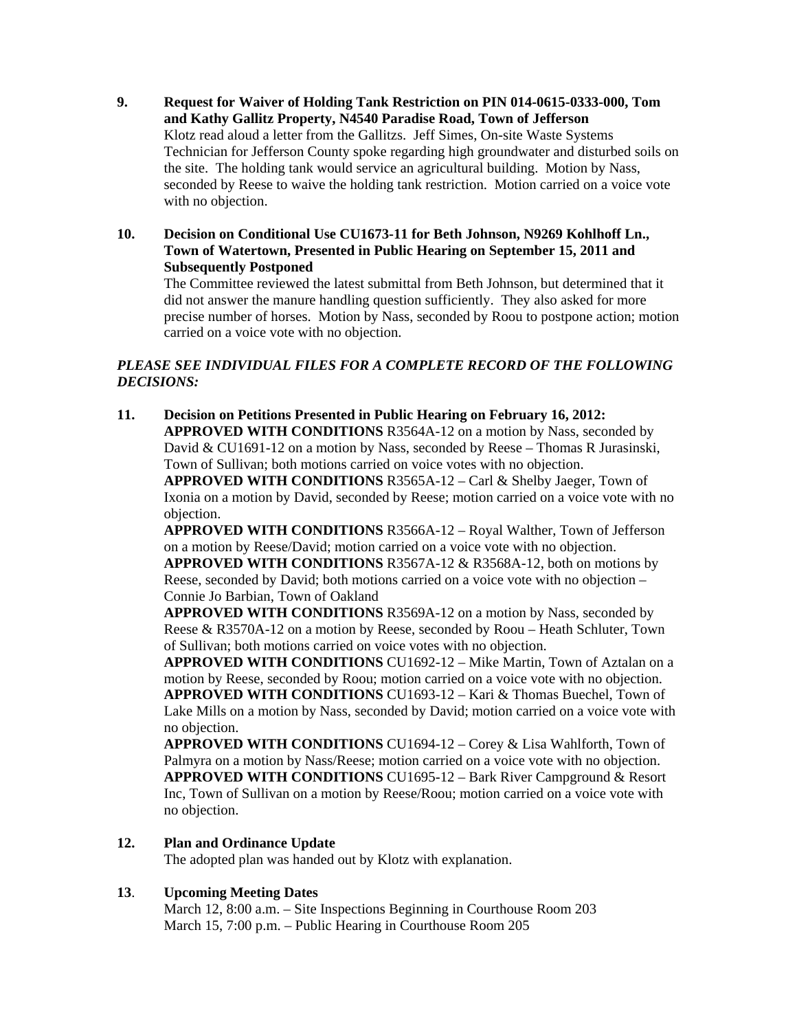**9. Request for Waiver of Holding Tank Restriction on PIN 014-0615-0333-000, Tom and Kathy Gallitz Property, N4540 Paradise Road, Town of Jefferson**

Klotz read aloud a letter from the Gallitzs. Jeff Simes, On-site Waste Systems Technician for Jefferson County spoke regarding high groundwater and disturbed soils on the site. The holding tank would service an agricultural building. Motion by Nass, seconded by Reese to waive the holding tank restriction. Motion carried on a voice vote with no objection.

**10. Decision on Conditional Use CU1673-11 for Beth Johnson, N9269 Kohlhoff Ln., Town of Watertown, Presented in Public Hearing on September 15, 2011 and Subsequently Postponed**

The Committee reviewed the latest submittal from Beth Johnson, but determined that it did not answer the manure handling question sufficiently. They also asked for more precise number of horses. Motion by Nass, seconded by Roou to postpone action; motion carried on a voice vote with no objection.

***PLEASE SEE INDIVIDUAL FILES FOR A COMPLETE RECORD OF THE FOLLOWING DECISIONS:***

**11. Decision on Petitions Presented in Public Hearing on February 16, 2012:**

**APPROVED WITH CONDITIONS** R3564A-12 on a motion by Nass, seconded by David & CU1691-12 on a motion by Nass, seconded by Reese – Thomas R Jurasinski, Town of Sullivan; both motions carried on voice votes with no objection.

**APPROVED WITH CONDITIONS** R3565A-12 – Carl & Shelby Jaeger, Town of Ixonia on a motion by David, seconded by Reese; motion carried on a voice vote with no objection.

**APPROVED WITH CONDITIONS** R3566A-12 – Royal Walther, Town of Jefferson on a motion by Reese/David; motion carried on a voice vote with no objection.

**APPROVED WITH CONDITIONS** R3567A-12 & R3568A-12, both on motions by Reese, seconded by David; both motions carried on a voice vote with no objection – Connie Jo Barbian, Town of Oakland

**APPROVED WITH CONDITIONS** R3569A-12 on a motion by Nass, seconded by Reese & R3570A-12 on a motion by Reese, seconded by Roou – Heath Schluter, Town of Sullivan; both motions carried on voice votes with no objection.

**APPROVED WITH CONDITIONS** CU1692-12 – Mike Martin, Town of Aztalan on a motion by Reese, seconded by Roou; motion carried on a voice vote with no objection.

**APPROVED WITH CONDITIONS** CU1693-12 – Kari & Thomas Buechel, Town of Lake Mills on a motion by Nass, seconded by David; motion carried on a voice vote with no objection.

**APPROVED WITH CONDITIONS** CU1694-12 – Corey & Lisa Wahlforth, Town of Palmyra on a motion by Nass/Reese; motion carried on a voice vote with no objection.

**APPROVED WITH CONDITIONS** CU1695-12 – Bark River Campground & Resort Inc, Town of Sullivan on a motion by Reese/Roou; motion carried on a voice vote with no objection.

**12. Plan and Ordinance Update**

The adopted plan was handed out by Klotz with explanation.

**13. Upcoming Meeting Dates**

March 12, 8:00 a.m. – Site Inspections Beginning in Courthouse Room 203
March 15, 7:00 p.m. – Public Hearing in Courthouse Room 205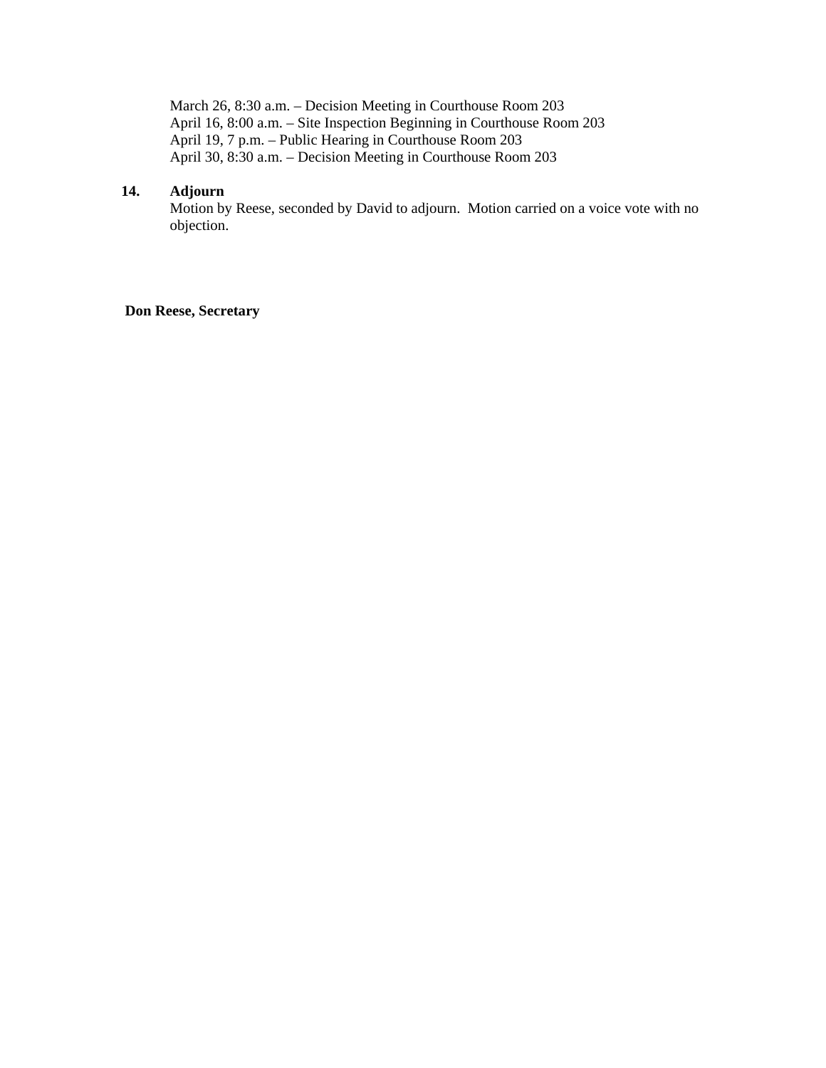March 26, 8:30 a.m. – Decision Meeting in Courthouse Room 203
April 16, 8:00 a.m. – Site Inspection Beginning in Courthouse Room 203
April 19, 7 p.m. – Public Hearing in Courthouse Room 203
April 30, 8:30 a.m. – Decision Meeting in Courthouse Room 203

**14. Adjourn**

Motion by Reese, seconded by David to adjourn. Motion carried on a voice vote with no objection.

**Don Reese, Secretary**